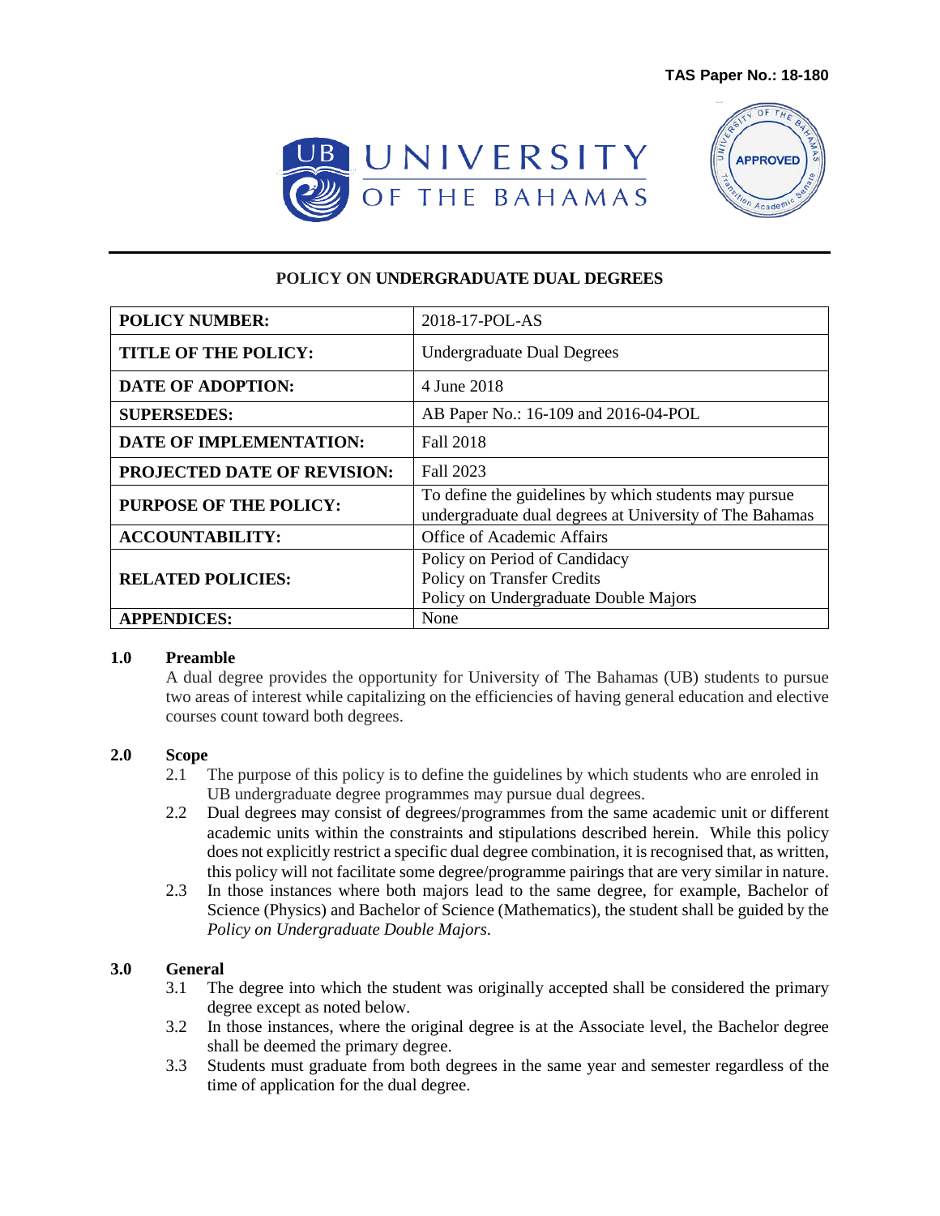**TAS Paper No.: 18-180**

UNIVERSITY OF THE BAHAMAS

APPROVED

# POLICY ON UNDERGRADUATE DUAL DEGREES

| | |
|---|---|
| **POLICY NUMBER:** | 2018-17-POL-AS |
| **TITLE OF THE POLICY:** | Undergraduate Dual Degrees |
| **DATE OF ADOPTION:** | 4 June 2018 |
| **SUPERSEDES:** | AB Paper No.: 16-109 and 2016-04-POL |
| **DATE OF IMPLEMENTATION:** | Fall 2018 |
| **PROJECTED DATE OF REVISION:** | Fall 2023 |
| **PURPOSE OF THE POLICY:** | To define the guidelines by which students may pursue undergraduate dual degrees at University of The Bahamas |
| **ACCOUNTABILITY:** | Office of Academic Affairs |
| **RELATED POLICIES:** | Policy on Period of Candidacy<br>Policy on Transfer Credits<br>Policy on Undergraduate Double Majors |
| **APPENDICES:** | None |

## 1.0 Preamble

A dual degree provides the opportunity for University of The Bahamas (UB) students to pursue two areas of interest while capitalizing on the efficiencies of having general education and elective courses count toward both degrees.

## 2.0 Scope

2.1 The purpose of this policy is to define the guidelines by which students who are enroled in UB undergraduate degree programmes may pursue dual degrees.

2.2 Dual degrees may consist of degrees/programmes from the same academic unit or different academic units within the constraints and stipulations described herein. While this policy does not explicitly restrict a specific dual degree combination, it is recognised that, as written, this policy will not facilitate some degree/programme pairings that are very similar in nature.

2.3 In those instances where both majors lead to the same degree, for example, Bachelor of Science (Physics) and Bachelor of Science (Mathematics), the student shall be guided by the *Policy on Undergraduate Double Majors*.

## 3.0 General

3.1 The degree into which the student was originally accepted shall be considered the primary degree except as noted below.

3.2 In those instances, where the original degree is at the Associate level, the Bachelor degree shall be deemed the primary degree.

3.3 Students must graduate from both degrees in the same year and semester regardless of the time of application for the dual degree.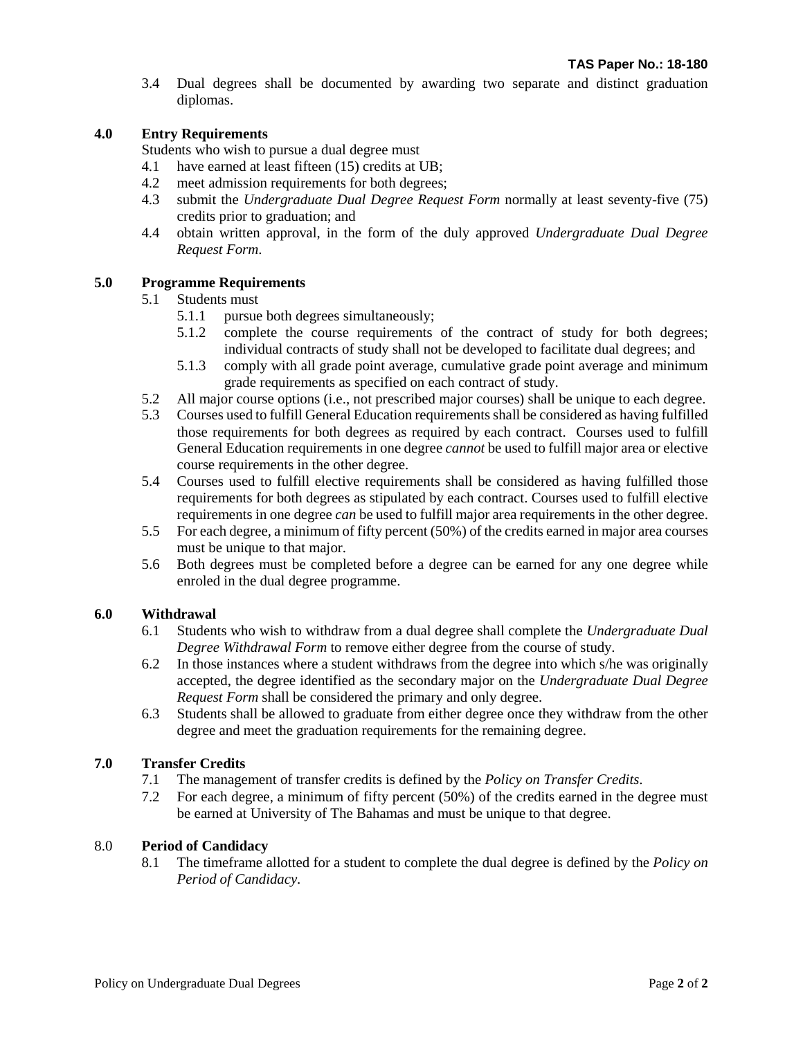3.4 Dual degrees shall be documented by awarding two separate and distinct graduation diplomas.

## 4.0 Entry Requirements

Students who wish to pursue a dual degree must

4.1 have earned at least fifteen (15) credits at UB;

4.2 meet admission requirements for both degrees;

4.3 submit the *Undergraduate Dual Degree Request Form* normally at least seventy-five (75) credits prior to graduation; and

4.4 obtain written approval, in the form of the duly approved *Undergraduate Dual Degree Request Form*.

## 5.0 Programme Requirements

5.1 Students must

5.1.1 pursue both degrees simultaneously;

5.1.2 complete the course requirements of the contract of study for both degrees; individual contracts of study shall not be developed to facilitate dual degrees; and

5.1.3 comply with all grade point average, cumulative grade point average and minimum grade requirements as specified on each contract of study.

5.2 All major course options (i.e., not prescribed major courses) shall be unique to each degree.

5.3 Courses used to fulfill General Education requirements shall be considered as having fulfilled those requirements for both degrees as required by each contract. Courses used to fulfill General Education requirements in one degree *cannot* be used to fulfill major area or elective course requirements in the other degree.

5.4 Courses used to fulfill elective requirements shall be considered as having fulfilled those requirements for both degrees as stipulated by each contract. Courses used to fulfill elective requirements in one degree *can* be used to fulfill major area requirements in the other degree.

5.5 For each degree, a minimum of fifty percent (50%) of the credits earned in major area courses must be unique to that major.

5.6 Both degrees must be completed before a degree can be earned for any one degree while enroled in the dual degree programme.

## 6.0 Withdrawal

6.1 Students who wish to withdraw from a dual degree shall complete the *Undergraduate Dual Degree Withdrawal Form* to remove either degree from the course of study.

6.2 In those instances where a student withdraws from the degree into which s/he was originally accepted, the degree identified as the secondary major on the *Undergraduate Dual Degree Request Form* shall be considered the primary and only degree.

6.3 Students shall be allowed to graduate from either degree once they withdraw from the other degree and meet the graduation requirements for the remaining degree.

## 7.0 Transfer Credits

7.1 The management of transfer credits is defined by the *Policy on Transfer Credits*.

7.2 For each degree, a minimum of fifty percent (50%) of the credits earned in the degree must be earned at University of The Bahamas and must be unique to that degree.

## 8.0 Period of Candidacy

8.1 The timeframe allotted for a student to complete the dual degree is defined by the *Policy on Period of Candidacy*.